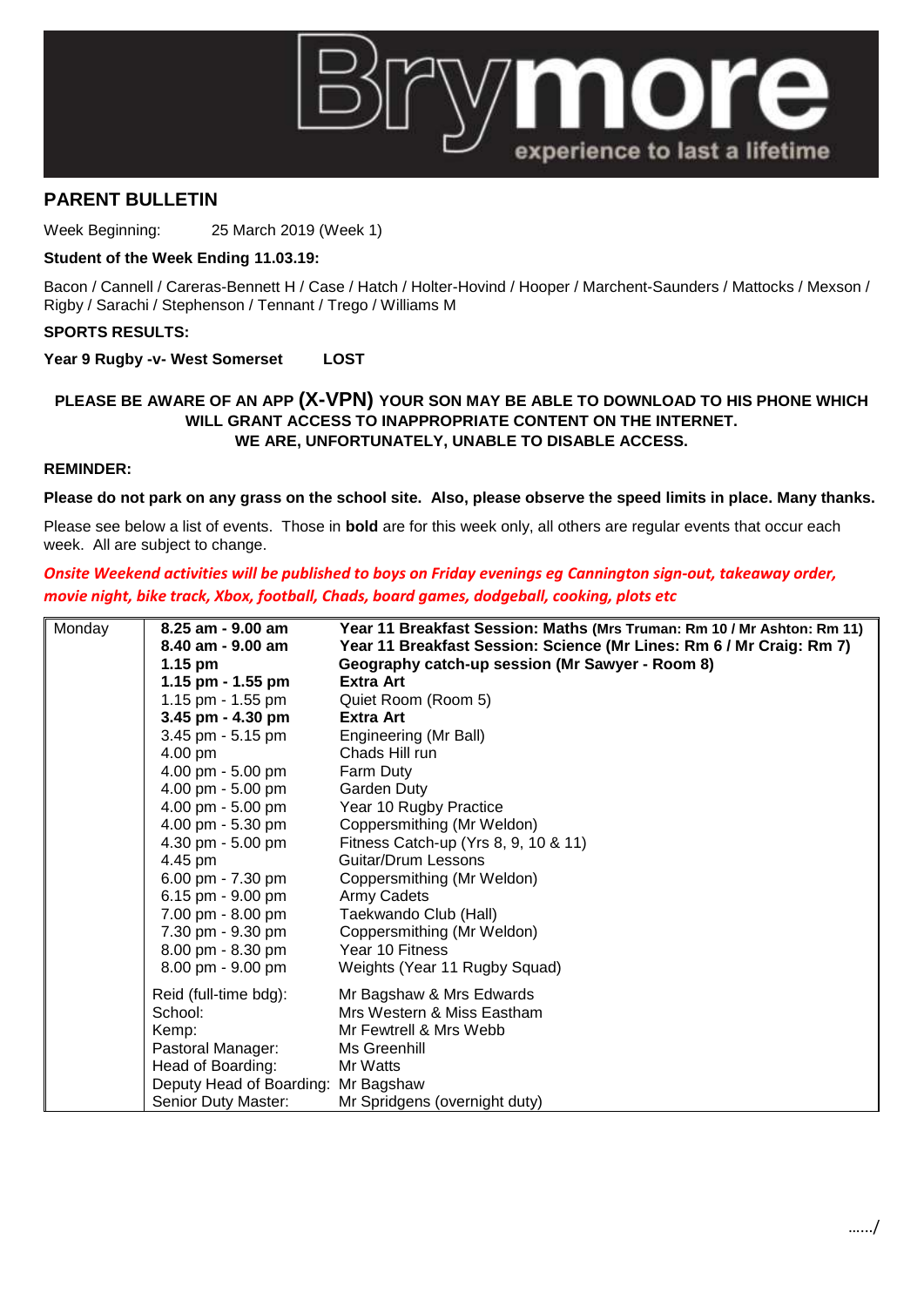Brymore experience to last a lifetime

## PARENT BULLETIN

Week Beginning: 25 March 2019 (Week 1)

**Student of the Week Ending 11.03.19:**

Bacon / Cannell / Careras-Bennett H / Case / Hatch / Holter-Hovind / Hooper / Marchent-Saunders / Mattocks / Mexson / Rigby / Sarachi / Stephenson / Tennant / Trego / Williams M

**SPORTS RESULTS:**

**Year 9 Rugby -v- West Somerset LOST**

**PLEASE BE AWARE OF AN APP (X-VPN) YOUR SON MAY BE ABLE TO DOWNLOAD TO HIS PHONE WHICH WILL GRANT ACCESS TO INAPPROPRIATE CONTENT ON THE INTERNET. WE ARE, UNFORTUNATELY, UNABLE TO DISABLE ACCESS.**

**REMINDER:**

**Please do not park on any grass on the school site. Also, please observe the speed limits in place. Many thanks.**

Please see below a list of events. Those in **bold** are for this week only, all others are regular events that occur each week. All are subject to change.

*Onsite Weekend activities will be published to boys on Friday evenings eg Cannington sign-out, takeaway order, movie night, bike track, Xbox, football, Chads, board games, dodgeball, cooking, plots etc*

| Day | Time | Event |
|---|---|---|
| Monday | **8.25 am - 9.00 am** | **Year 11 Breakfast Session: Maths (Mrs Truman: Rm 10 / Mr Ashton: Rm 11)** |
| | **8.40 am - 9.00 am** | **Year 11 Breakfast Session: Science (Mr Lines: Rm 6 / Mr Craig: Rm 7)** |
| | **1.15 pm** | **Geography catch-up session (Mr Sawyer - Room 8)** |
| | **1.15 pm - 1.55 pm** | **Extra Art** |
| | 1.15 pm - 1.55 pm | Quiet Room (Room 5) |
| | **3.45 pm - 4.30 pm** | **Extra Art** |
| | 3.45 pm - 5.15 pm | Engineering (Mr Ball) |
| | 4.00 pm | Chads Hill run |
| | 4.00 pm - 5.00 pm | Farm Duty |
| | 4.00 pm - 5.00 pm | Garden Duty |
| | 4.00 pm - 5.00 pm | Year 10 Rugby Practice |
| | 4.00 pm - 5.30 pm | Coppersmithing (Mr Weldon) |
| | 4.30 pm - 5.00 pm | Fitness Catch-up (Yrs 8, 9, 10 & 11) |
| | 4.45 pm | Guitar/Drum Lessons |
| | 6.00 pm - 7.30 pm | Coppersmithing (Mr Weldon) |
| | 6.15 pm - 9.00 pm | Army Cadets |
| | 7.00 pm - 8.00 pm | Taekwando Club (Hall) |
| | 7.30 pm - 9.30 pm | Coppersmithing (Mr Weldon) |
| | 8.00 pm - 8.30 pm | Year 10 Fitness |
| | 8.00 pm - 9.00 pm | Weights (Year 11 Rugby Squad) |
| | Reid (full-time bdg): | Mr Bagshaw & Mrs Edwards |
| | School: | Mrs Western & Miss Eastham |
| | Kemp: | Mr Fewtrell & Mrs Webb |
| | Pastoral Manager: | Ms Greenhill |
| | Head of Boarding: | Mr Watts |
| | Deputy Head of Boarding: | Mr Bagshaw |
| | Senior Duty Master: | Mr Spridgens (overnight duty) |

……/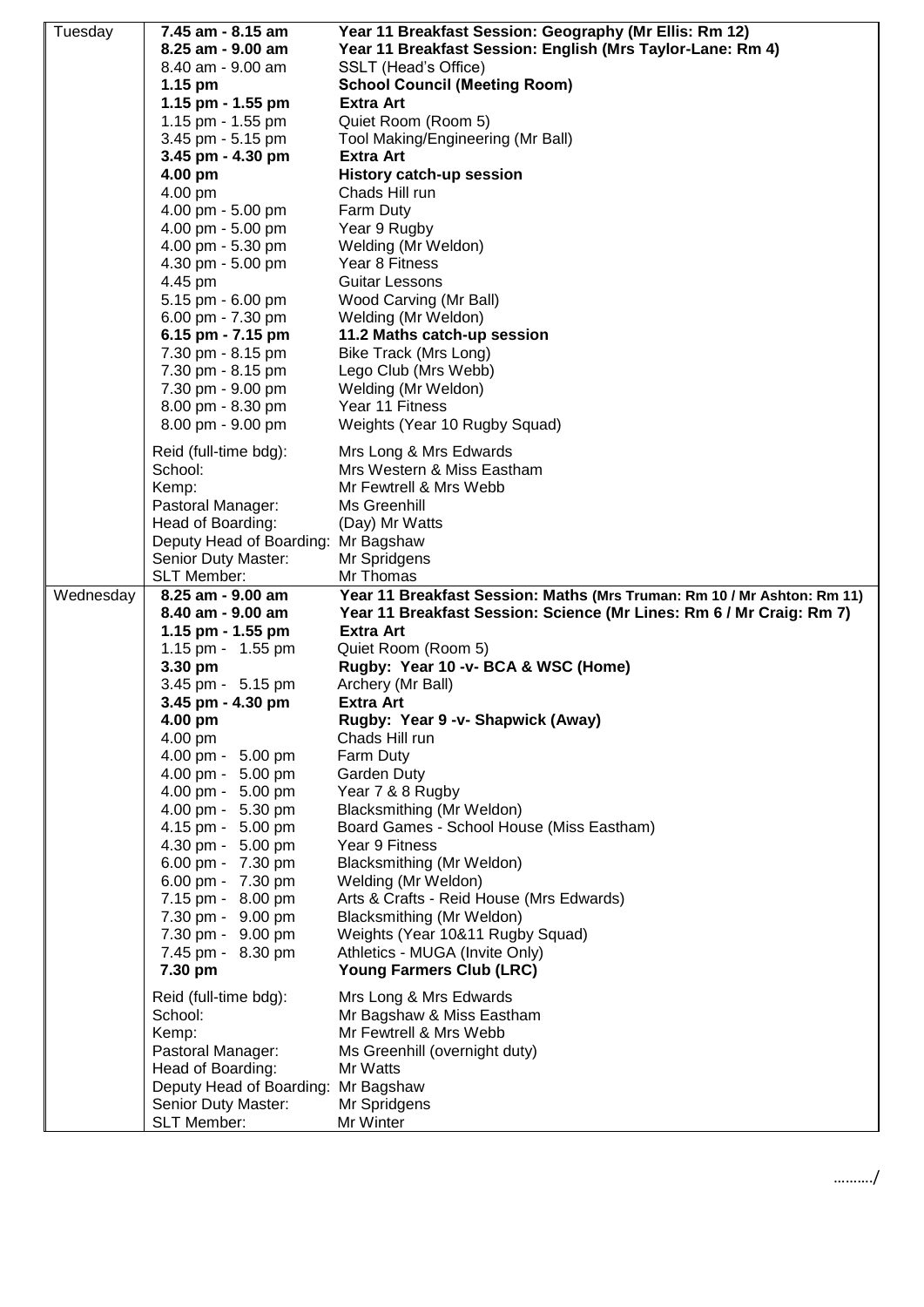| Day | Time | Activity |
|---|---|---|
| Tuesday | **7.45 am - 8.15 am** | **Year 11 Breakfast Session: Geography (Mr Ellis: Rm 12)** |
| | **8.25 am - 9.00 am** | **Year 11 Breakfast Session: English (Mrs Taylor-Lane: Rm 4)** |
| | 8.40 am - 9.00 am | SSLT (Head's Office) |
| | **1.15 pm** | **School Council (Meeting Room)** |
| | **1.15 pm - 1.55 pm** | **Extra Art** |
| | 1.15 pm - 1.55 pm | Quiet Room (Room 5) |
| | 3.45 pm - 5.15 pm | Tool Making/Engineering (Mr Ball) |
| | **3.45 pm - 4.30 pm** | **Extra Art** |
| | **4.00 pm** | **History catch-up session** |
| | 4.00 pm | Chads Hill run |
| | 4.00 pm - 5.00 pm | Farm Duty |
| | 4.00 pm - 5.00 pm | Year 9 Rugby |
| | 4.00 pm - 5.30 pm | Welding (Mr Weldon) |
| | 4.30 pm - 5.00 pm | Year 8 Fitness |
| | 4.45 pm | Guitar Lessons |
| | 5.15 pm - 6.00 pm | Wood Carving (Mr Ball) |
| | 6.00 pm - 7.30 pm | Welding (Mr Weldon) |
| | **6.15 pm - 7.15 pm** | **11.2 Maths catch-up session** |
| | 7.30 pm - 8.15 pm | Bike Track (Mrs Long) |
| | 7.30 pm - 8.15 pm | Lego Club (Mrs Webb) |
| | 7.30 pm - 9.00 pm | Welding (Mr Weldon) |
| | 8.00 pm - 8.30 pm | Year 11 Fitness |
| | 8.00 pm - 9.00 pm | Weights (Year 10 Rugby Squad) |
| | Reid (full-time bdg): | Mrs Long & Mrs Edwards |
| | School: | Mrs Western & Miss Eastham |
| | Kemp: | Mr Fewtrell & Mrs Webb |
| | Pastoral Manager: | Ms Greenhill |
| | Head of Boarding: | (Day) Mr Watts |
| | Deputy Head of Boarding: | Mr Bagshaw |
| | Senior Duty Master: | Mr Spridgens |
| | SLT Member: | Mr Thomas |
| Wednesday | **8.25 am - 9.00 am** | **Year 11 Breakfast Session: Maths (Mrs Truman: Rm 10 / Mr Ashton: Rm 11)** |
| | **8.40 am - 9.00 am** | **Year 11 Breakfast Session: Science (Mr Lines: Rm 6 / Mr Craig: Rm 7)** |
| | **1.15 pm - 1.55 pm** | **Extra Art** |
| | 1.15 pm - 1.55 pm | Quiet Room (Room 5) |
| | **3.30 pm** | **Rugby: Year 10 -v- BCA & WSC (Home)** |
| | 3.45 pm - 5.15 pm | Archery (Mr Ball) |
| | **3.45 pm - 4.30 pm** | **Extra Art** |
| | **4.00 pm** | **Rugby: Year 9 -v- Shapwick (Away)** |
| | 4.00 pm | Chads Hill run |
| | 4.00 pm - 5.00 pm | Farm Duty |
| | 4.00 pm - 5.00 pm | Garden Duty |
| | 4.00 pm - 5.00 pm | Year 7 & 8 Rugby |
| | 4.00 pm - 5.30 pm | Blacksmithing (Mr Weldon) |
| | 4.15 pm - 5.00 pm | Board Games - School House (Miss Eastham) |
| | 4.30 pm - 5.00 pm | Year 9 Fitness |
| | 6.00 pm - 7.30 pm | Blacksmithing (Mr Weldon) |
| | 6.00 pm - 7.30 pm | Welding (Mr Weldon) |
| | 7.15 pm - 8.00 pm | Arts & Crafts - Reid House (Mrs Edwards) |
| | 7.30 pm - 9.00 pm | Blacksmithing (Mr Weldon) |
| | 7.30 pm - 9.00 pm | Weights (Year 10&11 Rugby Squad) |
| | 7.45 pm - 8.30 pm | Athletics - MUGA (Invite Only) |
| | **7.30 pm** | **Young Farmers Club (LRC)** |
| | Reid (full-time bdg): | Mrs Long & Mrs Edwards |
| | School: | Mr Bagshaw & Miss Eastham |
| | Kemp: | Mr Fewtrell & Mrs Webb |
| | Pastoral Manager: | Ms Greenhill (overnight duty) |
| | Head of Boarding: | Mr Watts |
| | Deputy Head of Boarding: | Mr Bagshaw |
| | Senior Duty Master: | Mr Spridgens |
| | SLT Member: | Mr Winter |

………./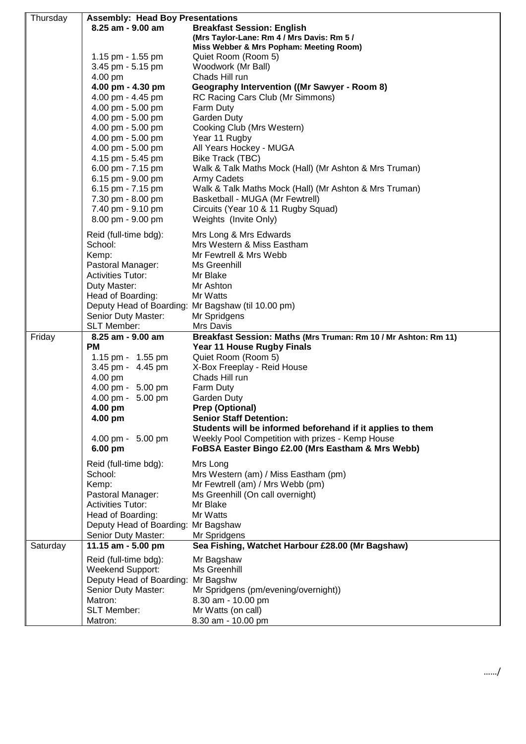| Day | Time / Role | Activity / Staff |
|---|---|---|
| Thursday | **Assembly: Head Boy Presentations** | |
| | **8.25 am - 9.00 am** | **Breakfast Session: English** **(Mrs Taylor-Lane: Rm 4 / Mrs Davis: Rm 5 / Miss Webber & Mrs Popham: Meeting Room)** |
| | 1.15 pm - 1.55 pm | Quiet Room (Room 5) |
| | 3.45 pm - 5.15 pm | Woodwork (Mr Ball) |
| | 4.00 pm | Chads Hill run |
| | **4.00 pm - 4.30 pm** | **Geography Intervention ((Mr Sawyer - Room 8)** |
| | 4.00 pm - 4.45 pm | RC Racing Cars Club (Mr Simmons) |
| | 4.00 pm - 5.00 pm | Farm Duty |
| | 4.00 pm - 5.00 pm | Garden Duty |
| | 4.00 pm - 5.00 pm | Cooking Club (Mrs Western) |
| | 4.00 pm - 5.00 pm | Year 11 Rugby |
| | 4.00 pm - 5.00 pm | All Years Hockey - MUGA |
| | 4.15 pm - 5.45 pm | Bike Track (TBC) |
| | 6.00 pm - 7.15 pm | Walk & Talk Maths Mock (Hall) (Mr Ashton & Mrs Truman) |
| | 6.15 pm - 9.00 pm | Army Cadets |
| | 6.15 pm - 7.15 pm | Walk & Talk Maths Mock (Hall) (Mr Ashton & Mrs Truman) |
| | 7.30 pm - 8.00 pm | Basketball - MUGA (Mr Fewtrell) |
| | 7.40 pm - 9.10 pm | Circuits (Year 10 & 11 Rugby Squad) |
| | 8.00 pm - 9.00 pm | Weights (Invite Only) |
| | Reid (full-time bdg): | Mrs Long & Mrs Edwards |
| | School: | Mrs Western & Miss Eastham |
| | Kemp: | Mr Fewtrell & Mrs Webb |
| | Pastoral Manager: | Ms Greenhill |
| | Activities Tutor: | Mr Blake |
| | Duty Master: | Mr Ashton |
| | Head of Boarding: | Mr Watts |
| | Deputy Head of Boarding: | Mr Bagshaw (til 10.00 pm) |
| | Senior Duty Master: | Mr Spridgens |
| | SLT Member: | Mrs Davis |
| Friday | **8.25 am - 9.00 am** | **Breakfast Session: Maths (Mrs Truman: Rm 10 / Mr Ashton: Rm 11)** |
| | **PM** | **Year 11 House Rugby Finals** |
| | 1.15 pm - 1.55 pm | Quiet Room (Room 5) |
| | 3.45 pm - 4.45 pm | X-Box Freeplay - Reid House |
| | 4.00 pm | Chads Hill run |
| | 4.00 pm - 5.00 pm | Farm Duty |
| | 4.00 pm - 5.00 pm | Garden Duty |
| | **4.00 pm** | **Prep (Optional)** |
| | **4.00 pm** | **Senior Staff Detention:** **Students will be informed beforehand if it applies to them** |
| | 4.00 pm - 5.00 pm | Weekly Pool Competition with prizes - Kemp House |
| | **6.00 pm** | **FoBSA Easter Bingo £2.00 (Mrs Eastham & Mrs Webb)** |
| | Reid (full-time bdg): | Mrs Long |
| | School: | Mrs Western (am) / Miss Eastham (pm) |
| | Kemp: | Mr Fewtrell (am) / Mrs Webb (pm) |
| | Pastoral Manager: | Ms Greenhill (On call overnight) |
| | Activities Tutor: | Mr Blake |
| | Head of Boarding: | Mr Watts |
| | Deputy Head of Boarding: | Mr Bagshaw |
| | Senior Duty Master: | Mr Spridgens |
| Saturday | **11.15 am - 5.00 pm** | **Sea Fishing, Watchet Harbour £28.00 (Mr Bagshaw)** |
| | Reid (full-time bdg): | Mr Bagshaw |
| | Weekend Support: | Ms Greenhill |
| | Deputy Head of Boarding: | Mr Bagshw |
| | Senior Duty Master: | Mr Spridgens (pm/evening/overnight)) |
| | Matron: | 8.30 am - 10.00 pm |
| | SLT Member: | Mr Watts (on call) |
| | Matron: | 8.30 am - 10.00 pm |

……/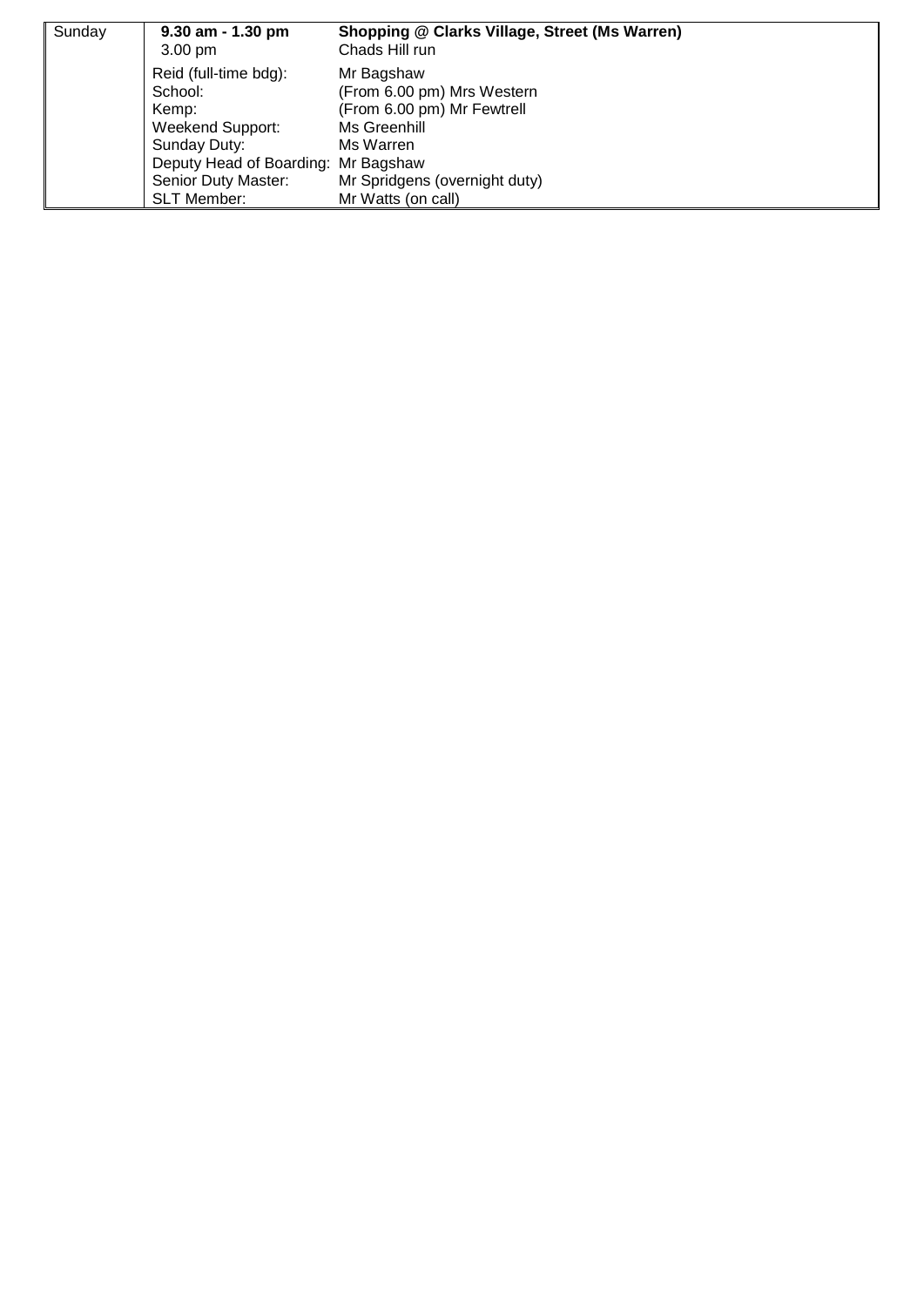| | | |
|---|---|---|
| Sunday | **9.30 am - 1.30 pm** | **Shopping @ Clarks Village, Street (Ms Warren)** |
| | 3.00 pm | Chads Hill run |
| | Reid (full-time bdg): | Mr Bagshaw |
| | School: | (From 6.00 pm) Mrs Western |
| | Kemp: | (From 6.00 pm) Mr Fewtrell |
| | Weekend Support: | Ms Greenhill |
| | Sunday Duty: | Ms Warren |
| | Deputy Head of Boarding: | Mr Bagshaw |
| | Senior Duty Master: | Mr Spridgens (overnight duty) |
| | SLT Member: | Mr Watts (on call) |